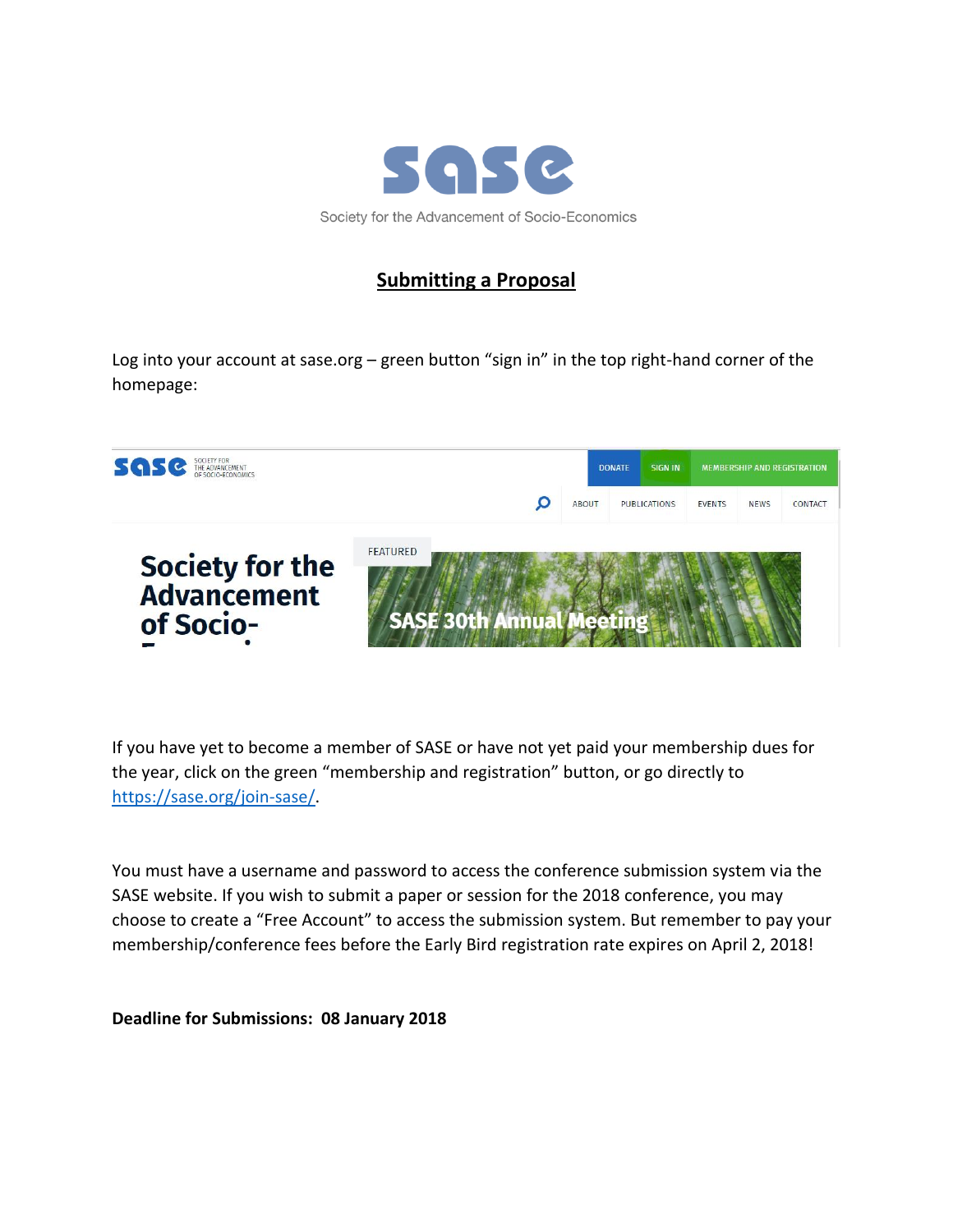# sase

Society for the Advancement of Socio-Economics

## Submitting a Proposal

Log into your account at sase.org – green button "sign in" in the top right-hand corner of the homepage:

If you have yet to become a member of SASE or have not yet paid your membership dues for the year, click on the green "membership and registration" button, or go directly to https://sase.org/join-sase/.

You must have a username and password to access the conference submission system via the SASE website. If you wish to submit a paper or session for the 2018 conference, you may choose to create a "Free Account" to access the submission system. But remember to pay your membership/conference fees before the Early Bird registration rate expires on April 2, 2018!

**Deadline for Submissions: 08 January 2018**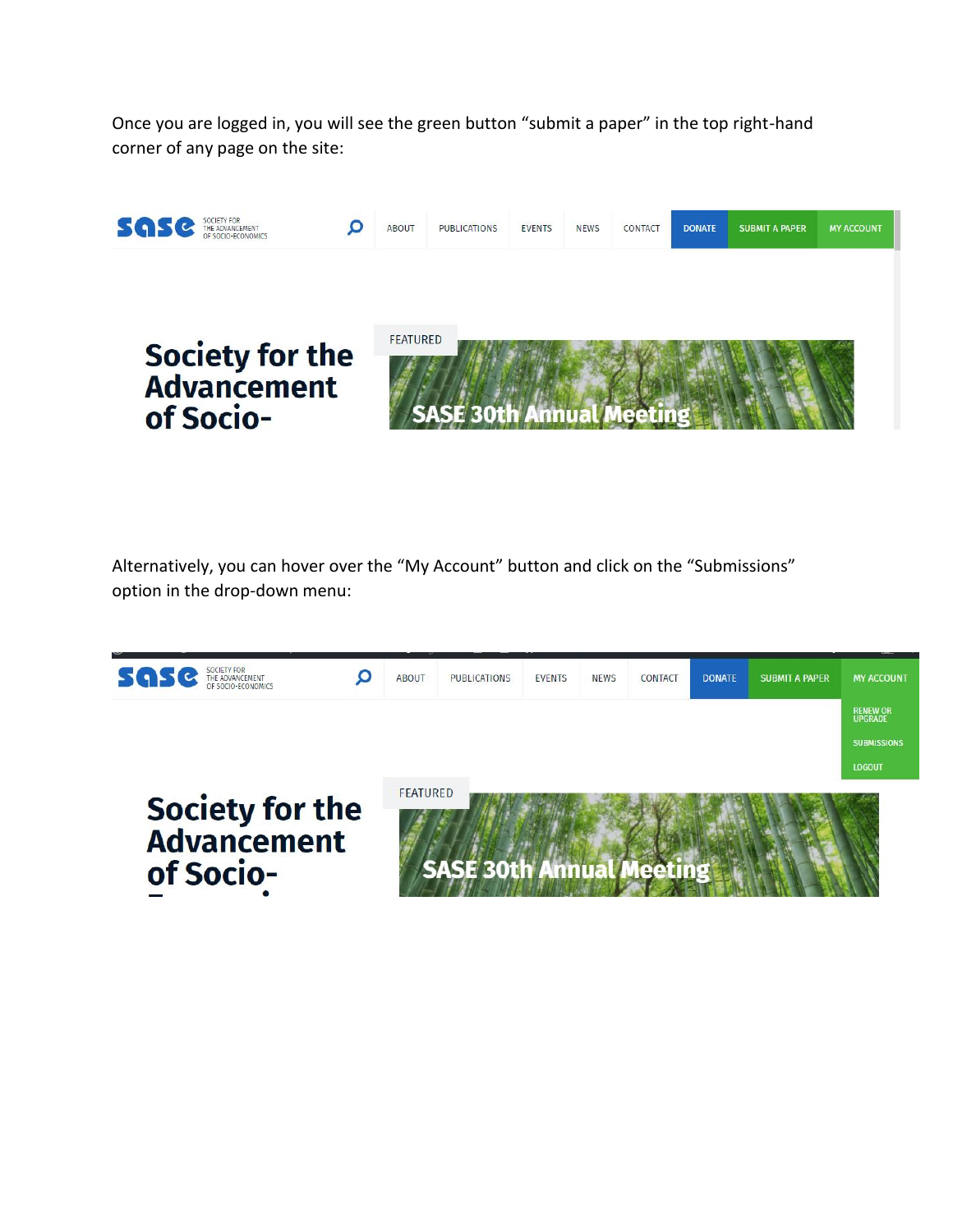Once you are logged in, you will see the green button "submit a paper" in the top right-hand corner of any page on the site:

Alternatively, you can hover over the "My Account" button and click on the "Submissions" option in the drop-down menu: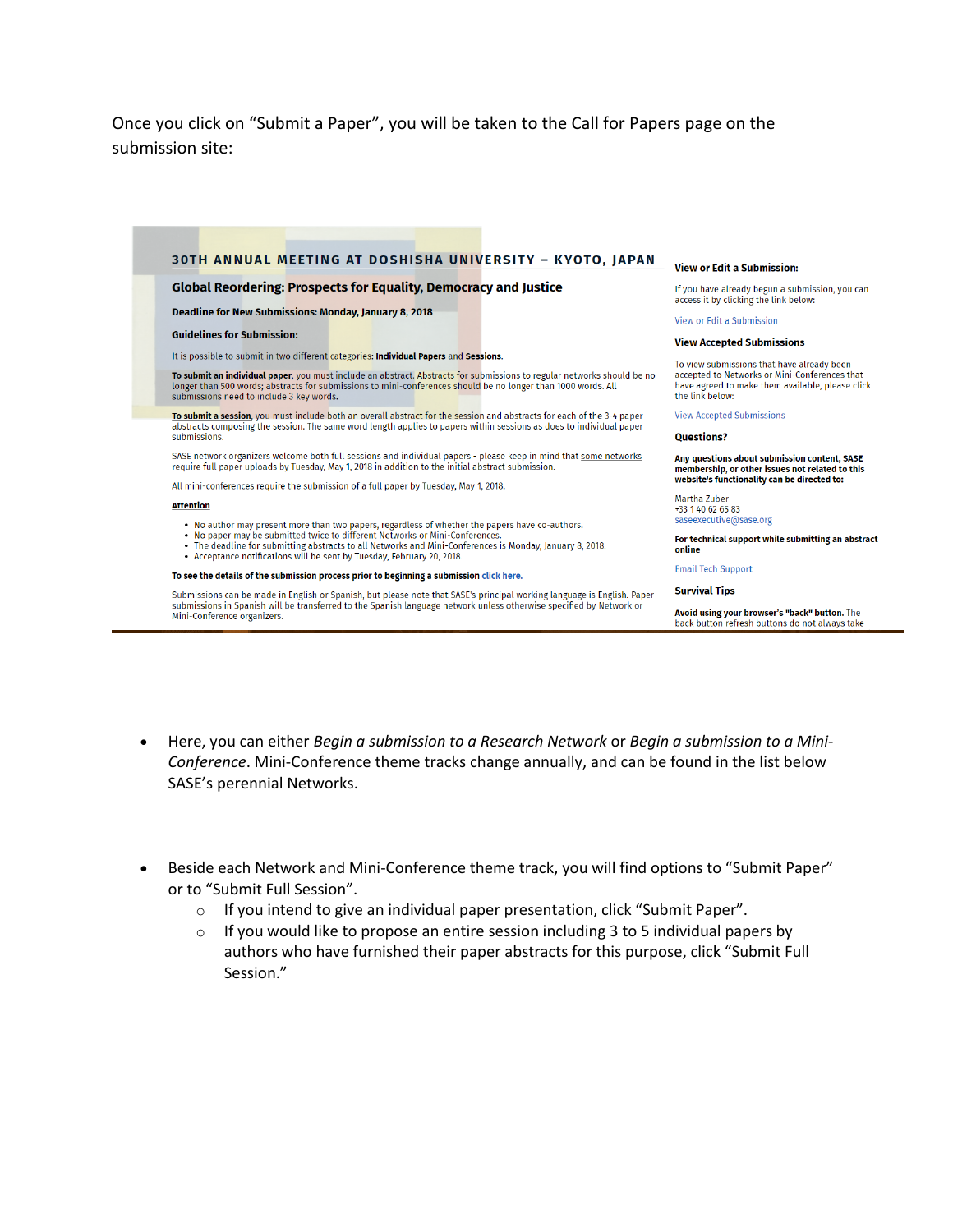Once you click on “Submit a Paper”, you will be taken to the Call for Papers page on the submission site:

30TH ANNUAL MEETING AT DOSHISHA UNIVERSITY – KYOTO, JAPAN

**Global Reordering: Prospects for Equality, Democracy and Justice**

**Deadline for New Submissions: Monday, January 8, 2018**

**Guidelines for Submission:**

It is possible to submit in two different categories: **Individual Papers** and **Sessions**.

**To submit an individual paper**, you must include an abstract. Abstracts for submissions to regular networks should be no longer than 500 words; abstracts for submissions to mini-conferences should be no longer than 1000 words. All submissions need to include 3 key words.

**To submit a session**, you must include both an overall abstract for the session and abstracts for each of the 3-4 paper abstracts composing the session. The same word length applies to papers within sessions as does to individual paper submissions.

SASE network organizers welcome both full sessions and individual papers - please keep in mind that some networks require full paper uploads by Tuesday, May 1, 2018 in addition to the initial abstract submission.

All mini-conferences require the submission of a full paper by Tuesday, May 1, 2018.

**Attention**

- No author may present more than two papers, regardless of whether the papers have co-authors.
- No paper may be submitted twice to different Networks or Mini-Conferences.
- The deadline for submitting abstracts to all Networks and Mini-Conferences is Monday, January 8, 2018.
- Acceptance notifications will be sent by Tuesday, February 20, 2018.

**To see the details of the submission process prior to beginning a submission** click here.

Submissions can be made in English or Spanish, but please note that SASE's principal working language is English. Paper submissions in Spanish will be transferred to the Spanish language network unless otherwise specified by Network or Mini-Conference organizers.

**View or Edit a Submission:**

If you have already begun a submission, you can access it by clicking the link below:

View or Edit a Submission

**View Accepted Submissions**

To view submissions that have already been accepted to Networks or Mini-Conferences that have agreed to make them available, please click the link below:

View Accepted Submissions

**Questions?**

**Any questions about submission content, SASE membership, or other issues not related to this website's functionality can be directed to:**

Martha Zuber
+33 1 40 62 65 83
saseexecutive@sase.org

**For technical support while submitting an abstract online**

Email Tech Support

**Survival Tips**

**Avoid using your browser's "back" button.** The back button refresh buttons do not always take

- Here, you can either *Begin a submission to a Research Network* or *Begin a submission to a Mini-Conference*. Mini-Conference theme tracks change annually, and can be found in the list below SASE’s perennial Networks.
- Beside each Network and Mini-Conference theme track, you will find options to “Submit Paper” or to “Submit Full Session”.
  - If you intend to give an individual paper presentation, click “Submit Paper”.
  - If you would like to propose an entire session including 3 to 5 individual papers by authors who have furnished their paper abstracts for this purpose, click “Submit Full Session.”